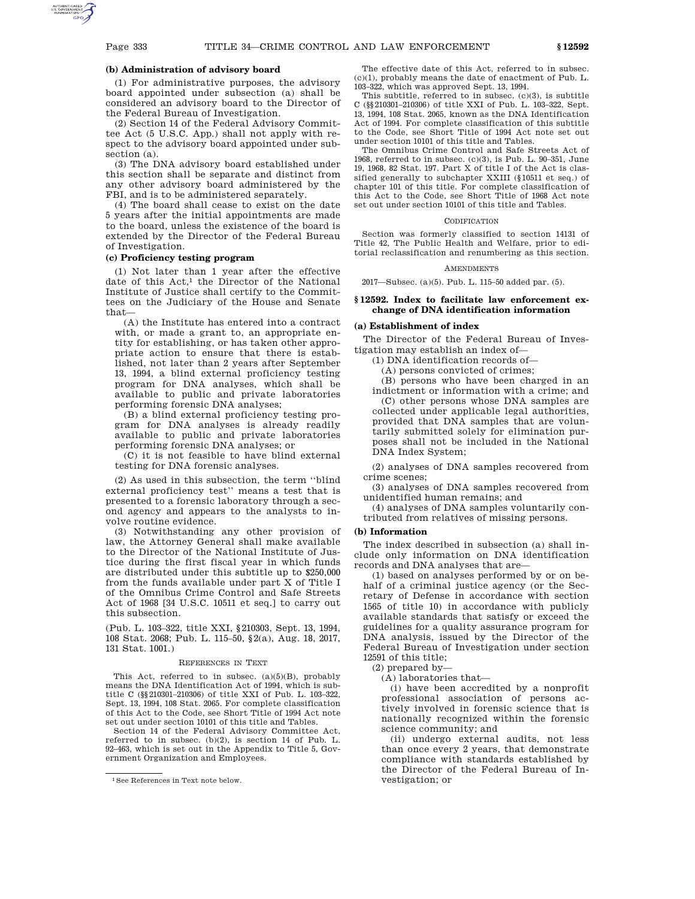**(b) Administration of advisory board**

(1) For administrative purposes, the advisory board appointed under subsection (a) shall be considered an advisory board to the Director of the Federal Bureau of Investigation.

(2) Section 14 of the Federal Advisory Committee Act (5 U.S.C. App.) shall not apply with respect to the advisory board appointed under subsection (a).

(3) The DNA advisory board established under this section shall be separate and distinct from any other advisory board administered by the FBI, and is to be administered separately.

(4) The board shall cease to exist on the date 5 years after the initial appointments are made to the board, unless the existence of the board is extended by the Director of the Federal Bureau of Investigation.

**(c) Proficiency testing program**

(1) Not later than 1 year after the effective date of this Act,[1] the Director of the National Institute of Justice shall certify to the Committees on the Judiciary of the House and Senate that—

(A) the Institute has entered into a contract with, or made a grant to, an appropriate entity for establishing, or has taken other appropriate action to ensure that there is established, not later than 2 years after September 13, 1994, a blind external proficiency testing program for DNA analyses, which shall be available to public and private laboratories performing forensic DNA analyses;

(B) a blind external proficiency testing program for DNA analyses is already readily available to public and private laboratories performing forensic DNA analyses; or

(C) it is not feasible to have blind external testing for DNA forensic analyses.

(2) As used in this subsection, the term ''blind external proficiency test'' means a test that is presented to a forensic laboratory through a second agency and appears to the analysts to involve routine evidence.

(3) Notwithstanding any other provision of law, the Attorney General shall make available to the Director of the National Institute of Justice during the first fiscal year in which funds are distributed under this subtitle up to $250,000 from the funds available under part X of Title I of the Omnibus Crime Control and Safe Streets Act of 1968 [34 U.S.C. 10511 et seq.] to carry out this subsection.

(Pub. L. 103–322, title XXI, §210303, Sept. 13, 1994, 108 Stat. 2068; Pub. L. 115–50, §2(a), Aug. 18, 2017, 131 Stat. 1001.)

REFERENCES IN TEXT

This Act, referred to in subsec. (a)(5)(B), probably means the DNA Identification Act of 1994, which is subtitle C (§§210301–210306) of title XXI of Pub. L. 103–322, Sept. 13, 1994, 108 Stat. 2065. For complete classification of this Act to the Code, see Short Title of 1994 Act note set out under section 10101 of this title and Tables.

Section 14 of the Federal Advisory Committee Act, referred to in subsec. (b)(2), is section 14 of Pub. L. 92–463, which is set out in the Appendix to Title 5, Government Organization and Employees.

The effective date of this Act, referred to in subsec. (c)(1), probably means the date of enactment of Pub. L. 103–322, which was approved Sept. 13, 1994.

This subtitle, referred to in subsec. (c)(3), is subtitle C (§§210301–210306) of title XXI of Pub. L. 103–322, Sept. 13, 1994, 108 Stat. 2065, known as the DNA Identification Act of 1994. For complete classification of this subtitle to the Code, see Short Title of 1994 Act note set out under section 10101 of this title and Tables.

The Omnibus Crime Control and Safe Streets Act of 1968, referred to in subsec. (c)(3), is Pub. L. 90–351, June 19, 1968, 82 Stat. 197. Part X of title I of the Act is classified generally to subchapter XXIII (§10511 et seq.) of chapter 101 of this title. For complete classification of this Act to the Code, see Short Title of 1968 Act note set out under section 10101 of this title and Tables.

CODIFICATION

Section was formerly classified to section 14131 of Title 42, The Public Health and Welfare, prior to editorial reclassification and renumbering as this section.

AMENDMENTS

2017—Subsec. (a)(5). Pub. L. 115–50 added par. (5).

[1] See References in Text note below.

## § 12592. Index to facilitate law enforcement exchange of DNA identification information

**(a) Establishment of index**

The Director of the Federal Bureau of Investigation may establish an index of—

(1) DNA identification records of—

(A) persons convicted of crimes;

(B) persons who have been charged in an indictment or information with a crime; and

(C) other persons whose DNA samples are collected under applicable legal authorities, provided that DNA samples that are voluntarily submitted solely for elimination purposes shall not be included in the National DNA Index System;

(2) analyses of DNA samples recovered from crime scenes;

(3) analyses of DNA samples recovered from unidentified human remains; and

(4) analyses of DNA samples voluntarily contributed from relatives of missing persons.

**(b) Information**

The index described in subsection (a) shall include only information on DNA identification records and DNA analyses that are—

(1) based on analyses performed by or on behalf of a criminal justice agency (or the Secretary of Defense in accordance with section 1565 of title 10) in accordance with publicly available standards that satisfy or exceed the guidelines for a quality assurance program for DNA analysis, issued by the Director of the Federal Bureau of Investigation under section 12591 of this title;

(2) prepared by—

(A) laboratories that—

(i) have been accredited by a nonprofit professional association of persons actively involved in forensic science that is nationally recognized within the forensic science community; and

(ii) undergo external audits, not less than once every 2 years, that demonstrate compliance with standards established by the Director of the Federal Bureau of Investigation; or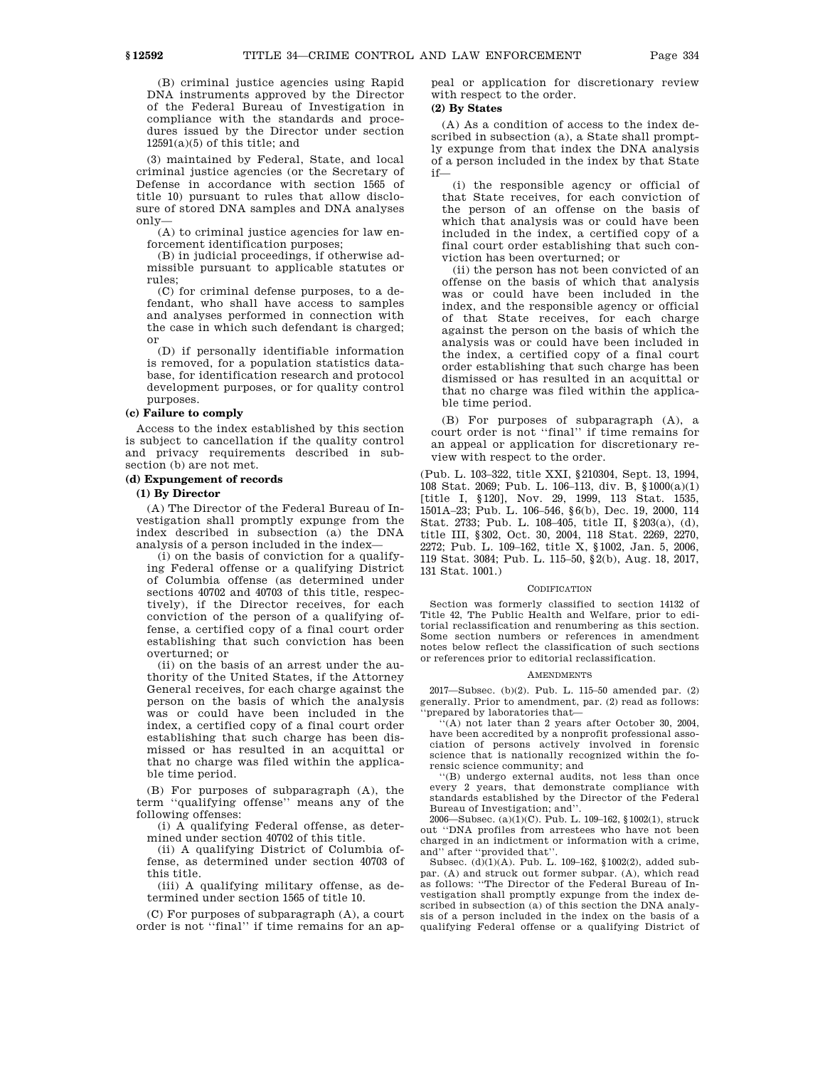(B) criminal justice agencies using Rapid DNA instruments approved by the Director of the Federal Bureau of Investigation in compliance with the standards and procedures issued by the Director under section 12591(a)(5) of this title; and

(3) maintained by Federal, State, and local criminal justice agencies (or the Secretary of Defense in accordance with section 1565 of title 10) pursuant to rules that allow disclosure of stored DNA samples and DNA analyses only—

(A) to criminal justice agencies for law enforcement identification purposes;

(B) in judicial proceedings, if otherwise admissible pursuant to applicable statutes or rules;

(C) for criminal defense purposes, to a defendant, who shall have access to samples and analyses performed in connection with the case in which such defendant is charged; or

(D) if personally identifiable information is removed, for a population statistics database, for identification research and protocol development purposes, or for quality control purposes.

**(c) Failure to comply**

Access to the index established by this section is subject to cancellation if the quality control and privacy requirements described in subsection (b) are not met.

**(d) Expungement of records**

**(1) By Director**

(A) The Director of the Federal Bureau of Investigation shall promptly expunge from the index described in subsection (a) the DNA analysis of a person included in the index—

(i) on the basis of conviction for a qualifying Federal offense or a qualifying District of Columbia offense (as determined under sections 40702 and 40703 of this title, respectively), if the Director receives, for each conviction of the person of a qualifying offense, a certified copy of a final court order establishing that such conviction has been overturned; or

(ii) on the basis of an arrest under the authority of the United States, if the Attorney General receives, for each charge against the person on the basis of which the analysis was or could have been included in the index, a certified copy of a final court order establishing that such charge has been dismissed or has resulted in an acquittal or that no charge was filed within the applicable time period.

(B) For purposes of subparagraph (A), the term "qualifying offense" means any of the following offenses:

(i) A qualifying Federal offense, as determined under section 40702 of this title.

(ii) A qualifying District of Columbia offense, as determined under section 40703 of this title.

(iii) A qualifying military offense, as determined under section 1565 of title 10.

(C) For purposes of subparagraph (A), a court order is not "final" if time remains for an appeal or application for discretionary review with respect to the order.

**(2) By States**

(A) As a condition of access to the index described in subsection (a), a State shall promptly expunge from that index the DNA analysis of a person included in the index by that State if—

(i) the responsible agency or official of that State receives, for each conviction of the person of an offense on the basis of which that analysis was or could have been included in the index, a certified copy of a final court order establishing that such conviction has been overturned; or

(ii) the person has not been convicted of an offense on the basis of which that analysis was or could have been included in the index, and the responsible agency or official of that State receives, for each charge against the person on the basis of which the analysis was or could have been included in the index, a certified copy of a final court order establishing that such charge has been dismissed or has resulted in an acquittal or that no charge was filed within the applicable time period.

(B) For purposes of subparagraph (A), a court order is not "final" if time remains for an appeal or application for discretionary review with respect to the order.

(Pub. L. 103–322, title XXI, §210304, Sept. 13, 1994, 108 Stat. 2069; Pub. L. 106–113, div. B, §1000(a)(1) [title I, §120], Nov. 29, 1999, 113 Stat. 1535, 1501A–23; Pub. L. 106–546, §6(b), Dec. 19, 2000, 114 Stat. 2733; Pub. L. 108–405, title II, §203(a), (d), title III, §302, Oct. 30, 2004, 118 Stat. 2269, 2270, 2272; Pub. L. 109–162, title X, §1002, Jan. 5, 2006, 119 Stat. 3084; Pub. L. 115–50, §2(b), Aug. 18, 2017, 131 Stat. 1001.)

CODIFICATION

Section was formerly classified to section 14132 of Title 42, The Public Health and Welfare, prior to editorial reclassification and renumbering as this section. Some section numbers or references in amendment notes below reflect the classification of such sections or references prior to editorial reclassification.

AMENDMENTS

2017—Subsec. (b)(2). Pub. L. 115–50 amended par. (2) generally. Prior to amendment, par. (2) read as follows: "prepared by laboratories that—

"(A) not later than 2 years after October 30, 2004, have been accredited by a nonprofit professional association of persons actively involved in forensic science that is nationally recognized within the forensic science community; and

"(B) undergo external audits, not less than once every 2 years, that demonstrate compliance with standards established by the Director of the Federal Bureau of Investigation; and".

2006—Subsec. (a)(1)(C). Pub. L. 109–162, §1002(1), struck out "DNA profiles from arrestees who have not been charged in an indictment or information with a crime, and" after "provided that".

Subsec. (d)(1)(A). Pub. L. 109–162, §1002(2), added subpar. (A) and struck out former subpar. (A), which read as follows: "The Director of the Federal Bureau of Investigation shall promptly expunge from the index described in subsection (a) of this section the DNA analysis of a person included in the index on the basis of a qualifying Federal offense or a qualifying District of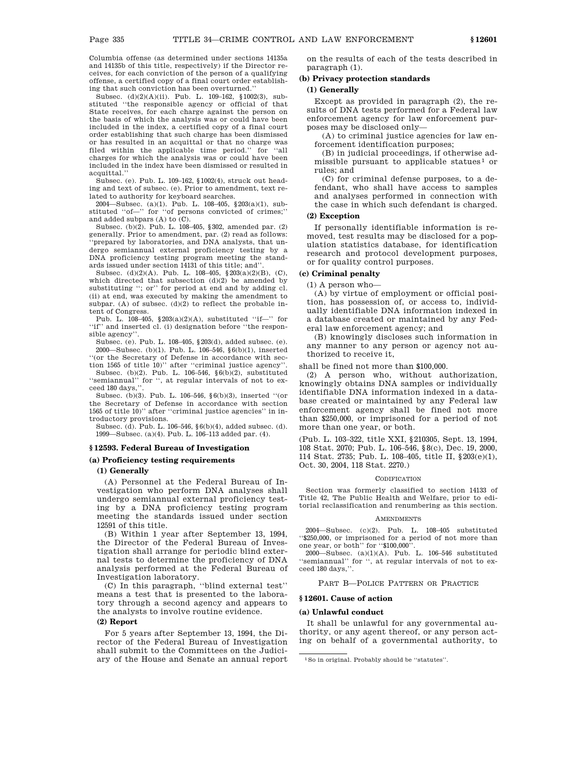Columbia offense (as determined under sections 14135a and 14135b of this title, respectively) if the Director receives, for each conviction of the person of a qualifying offense, a certified copy of a final court order establishing that such conviction has been overturned.''

Subsec. (d)(2)(A)(ii). Pub. L. 109–162, §1002(3), substituted ''the responsible agency or official of that State receives, for each charge against the person on the basis of which the analysis was or could have been included in the index, a certified copy of a final court order establishing that such charge has been dismissed or has resulted in an acquittal or that no charge was filed within the applicable time period.'' for ''all charges for which the analysis was or could have been included in the index have been dismissed or resulted in acquittal.''

Subsec. (e). Pub. L. 109–162, §1002(4), struck out heading and text of subsec. (e). Prior to amendment, text related to authority for keyboard searches.

2004—Subsec. (a)(1). Pub. L. 108–405, §203(a)(1), substituted ''of—'' for ''of persons convicted of crimes;'' and added subpars (A) to (C).

Subsec. (b)(2). Pub. L. 108–405, §302, amended par. (2) generally. Prior to amendment, par. (2) read as follows: ''prepared by laboratories, and DNA analysts, that undergo semiannual external proficiency testing by a DNA proficiency testing program meeting the standards issued under section 14131 of this title; and''.

Subsec. (d)(2)(A). Pub. L. 108–405, §203(a)(2)(B), (C), which directed that subsection (d)(2) be amended by substituting ''; or'' for period at end and by adding cl. (ii) at end, was executed by making the amendment to subpar. (A) of subsec. (d)(2) to reflect the probable intent of Congress.

Pub. L. 108–405, §203(a)(2)(A), substituted ''if—'' for ''if'' and inserted cl. (i) designation before ''the responsible agency''.

Subsec. (e). Pub. L. 108–405, §203(d), added subsec. (e).

2000—Subsec. (b)(1). Pub. L. 106–546, §6(b)(1), inserted ''(or the Secretary of Defense in accordance with section 1565 of title 10)'' after ''criminal justice agency''.

Subsec. (b)(2). Pub. L. 106–546, §6(b)(2), substituted ''semiannual'' for '', at regular intervals of not to exceed 180 days,''.

Subsec. (b)(3). Pub. L. 106–546, §6(b)(3), inserted ''(or the Secretary of Defense in accordance with section 1565 of title 10)'' after ''criminal justice agencies'' in introductory provisions.

Subsec. (d). Pub. L. 106–546, §6(b)(4), added subsec. (d).

1999—Subsec. (a)(4). Pub. L. 106–113 added par. (4).

## §12593. Federal Bureau of Investigation

### (a) Proficiency testing requirements

#### (1) Generally

(A) Personnel at the Federal Bureau of Investigation who perform DNA analyses shall undergo semiannual external proficiency testing by a DNA proficiency testing program meeting the standards issued under section 12591 of this title.

(B) Within 1 year after September 13, 1994, the Director of the Federal Bureau of Investigation shall arrange for periodic blind external tests to determine the proficiency of DNA analysis performed at the Federal Bureau of Investigation laboratory.

(C) In this paragraph, ''blind external test'' means a test that is presented to the laboratory through a second agency and appears to the analysts to involve routine evidence.

#### (2) Report

For 5 years after September 13, 1994, the Director of the Federal Bureau of Investigation shall submit to the Committees on the Judiciary of the House and Senate an annual report on the results of each of the tests described in paragraph (1).

### (b) Privacy protection standards

#### (1) Generally

Except as provided in paragraph (2), the results of DNA tests performed for a Federal law enforcement agency for law enforcement purposes may be disclosed only—

(A) to criminal justice agencies for law enforcement identification purposes;

(B) in judicial proceedings, if otherwise admissible pursuant to applicable statues[1] or rules; and

(C) for criminal defense purposes, to a defendant, who shall have access to samples and analyses performed in connection with the case in which such defendant is charged.

#### (2) Exception

If personally identifiable information is removed, test results may be disclosed for a population statistics database, for identification research and protocol development purposes, or for quality control purposes.

### (c) Criminal penalty

(1) A person who—

(A) by virtue of employment or official position, has possession of, or access to, individually identifiable DNA information indexed in a database created or maintained by any Federal law enforcement agency; and

(B) knowingly discloses such information in any manner to any person or agency not authorized to receive it,

shall be fined not more than $100,000.

(2) A person who, without authorization, knowingly obtains DNA samples or individually identifiable DNA information indexed in a database created or maintained by any Federal law enforcement agency shall be fined not more than $250,000, or imprisoned for a period of not more than one year, or both.

(Pub. L. 103–322, title XXI, §210305, Sept. 13, 1994, 108 Stat. 2070; Pub. L. 106–546, §8(c), Dec. 19, 2000, 114 Stat. 2735; Pub. L. 108–405, title II, §203(e)(1), Oct. 30, 2004, 118 Stat. 2270.)

CODIFICATION

Section was formerly classified to section 14133 of Title 42, The Public Health and Welfare, prior to editorial reclassification and renumbering as this section.

AMENDMENTS

2004—Subsec. (c)(2). Pub. L. 108–405 substituted ''$250,000, or imprisoned for a period of not more than one year, or both'' for ''$100,000''.

2000—Subsec. (a)(1)(A). Pub. L. 106–546 substituted ''semiannual'' for '', at regular intervals of not to exceed 180 days,''.

PART B—POLICE PATTERN OR PRACTICE

## §12601. Cause of action

### (a) Unlawful conduct

It shall be unlawful for any governmental authority, or any agent thereof, or any person acting on behalf of a governmental authority, to

[1] So in original. Probably should be ''statutes''.